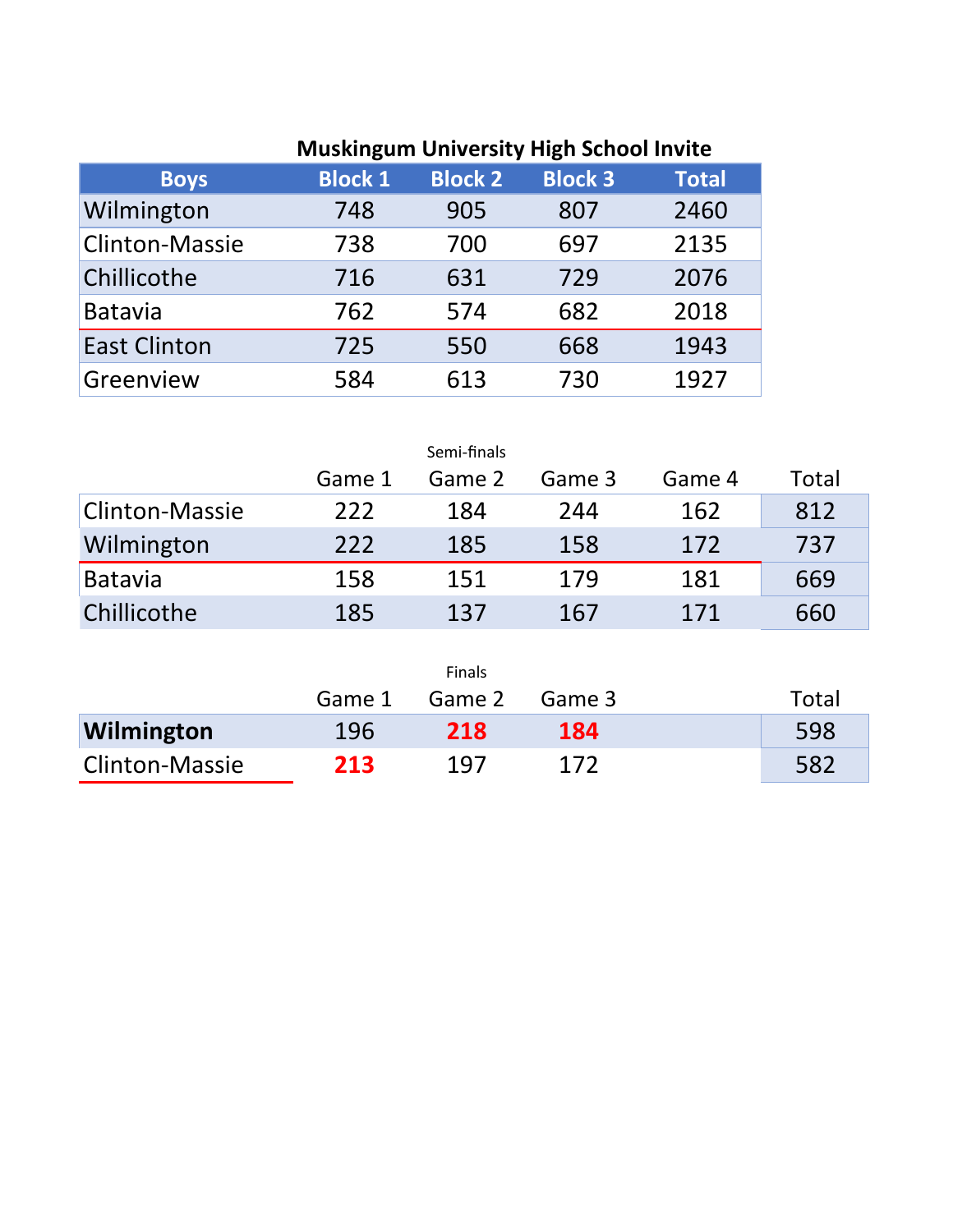# Muskingum University High School Invite

| Boys | Block 1 | Block 2 | Block 3 | Total |
|---|---|---|---|---|
| Wilmington | 748 | 905 | 807 | 2460 |
| Clinton-Massie | 738 | 700 | 697 | 2135 |
| Chillicothe | 716 | 631 | 729 | 2076 |
| Batavia | 762 | 574 | 682 | 2018 |
| East Clinton | 725 | 550 | 668 | 1943 |
| Greenview | 584 | 613 | 730 | 1927 |

Semi-finals

| | Game 1 | Game 2 | Game 3 | Game 4 | Total |
|---|---|---|---|---|---|
| Clinton-Massie | 222 | 184 | 244 | 162 | 812 |
| Wilmington | 222 | 185 | 158 | 172 | 737 |
| Batavia | 158 | 151 | 179 | 181 | 669 |
| Chillicothe | 185 | 137 | 167 | 171 | 660 |

Finals

| | Game 1 | Game 2 | Game 3 | Total |
|---|---|---|---|---|
| **Wilmington** | 196 | **218** | **184** | 598 |
| Clinton-Massie | **213** | 197 | 172 | 582 |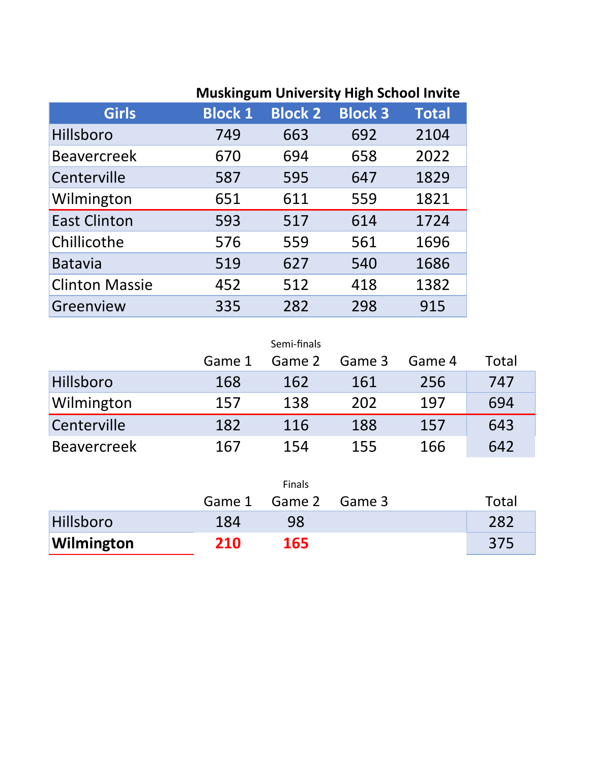## Muskingum University High School Invite

| Girls | Block 1 | Block 2 | Block 3 | Total |
|---|---|---|---|---|
| Hillsboro | 749 | 663 | 692 | 2104 |
| Beavercreek | 670 | 694 | 658 | 2022 |
| Centerville | 587 | 595 | 647 | 1829 |
| Wilmington | 651 | 611 | 559 | 1821 |
| East Clinton | 593 | 517 | 614 | 1724 |
| Chillicothe | 576 | 559 | 561 | 1696 |
| Batavia | 519 | 627 | 540 | 1686 |
| Clinton Massie | 452 | 512 | 418 | 1382 |
| Greenview | 335 | 282 | 298 | 915 |

Semi-finals

| | Game 1 | Game 2 | Game 3 | Game 4 | Total |
|---|---|---|---|---|---|
| Hillsboro | 168 | 162 | 161 | 256 | 747 |
| Wilmington | 157 | 138 | 202 | 197 | 694 |
| Centerville | 182 | 116 | 188 | 157 | 643 |
| Beavercreek | 167 | 154 | 155 | 166 | 642 |

Finals

| | Game 1 | Game 2 | Game 3 | Total |
|---|---|---|---|---|
| Hillsboro | 184 | 98 | | 282 |
| **Wilmington** | **210** | **165** | | 375 |